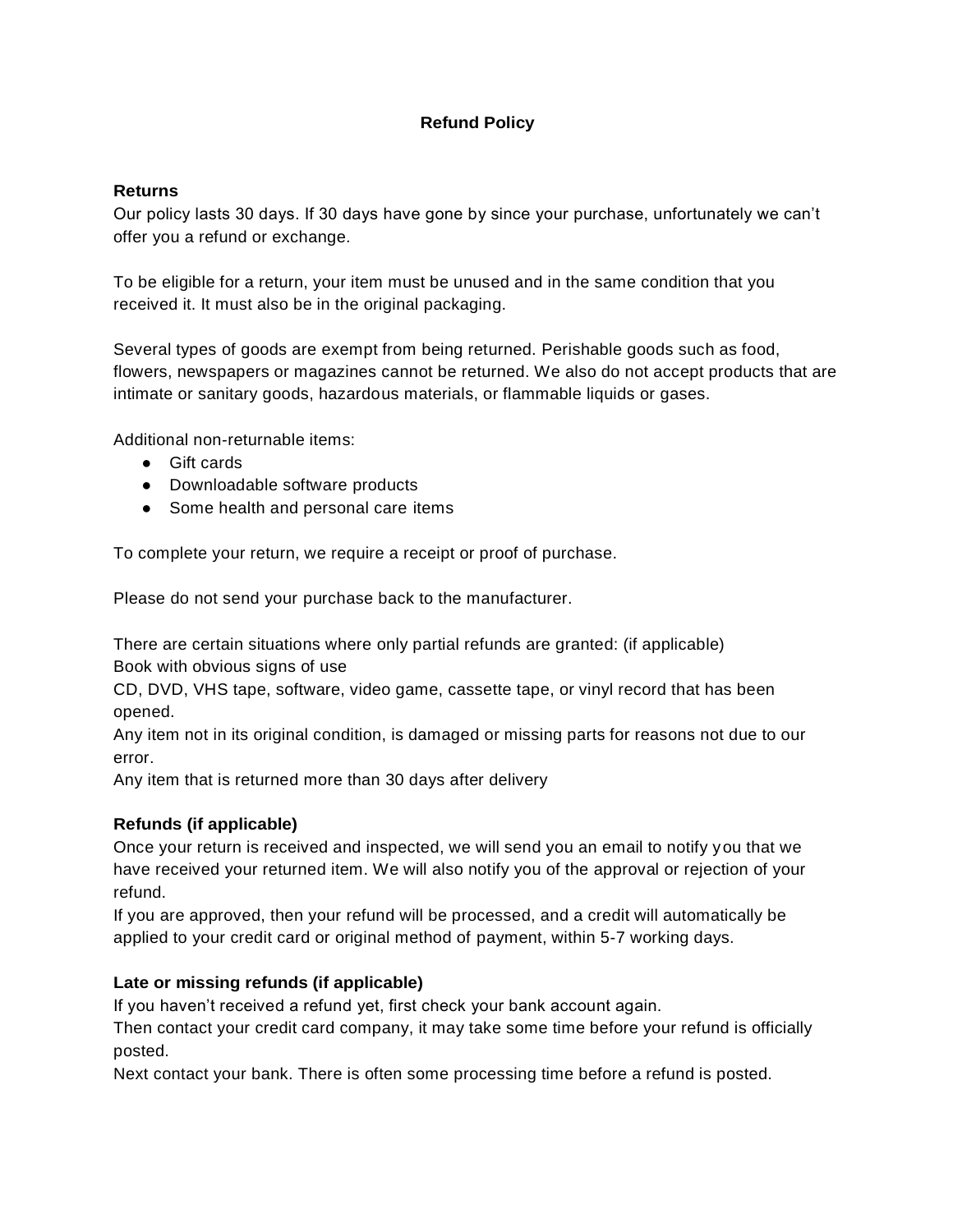# Refund Policy

## Returns

Our policy lasts 30 days. If 30 days have gone by since your purchase, unfortunately we can't offer you a refund or exchange.

To be eligible for a return, your item must be unused and in the same condition that you received it. It must also be in the original packaging.

Several types of goods are exempt from being returned. Perishable goods such as food, flowers, newspapers or magazines cannot be returned. We also do not accept products that are intimate or sanitary goods, hazardous materials, or flammable liquids or gases.

Additional non-returnable items:

- Gift cards
- Downloadable software products
- Some health and personal care items

To complete your return, we require a receipt or proof of purchase.

Please do not send your purchase back to the manufacturer.

There are certain situations where only partial refunds are granted: (if applicable)
Book with obvious signs of use
CD, DVD, VHS tape, software, video game, cassette tape, or vinyl record that has been opened.
Any item not in its original condition, is damaged or missing parts for reasons not due to our error.
Any item that is returned more than 30 days after delivery

## Refunds (if applicable)

Once your return is received and inspected, we will send you an email to notify you that we have received your returned item. We will also notify you of the approval or rejection of your refund.
If you are approved, then your refund will be processed, and a credit will automatically be applied to your credit card or original method of payment, within 5-7 working days.

## Late or missing refunds (if applicable)

If you haven't received a refund yet, first check your bank account again.
Then contact your credit card company, it may take some time before your refund is officially posted.
Next contact your bank. There is often some processing time before a refund is posted.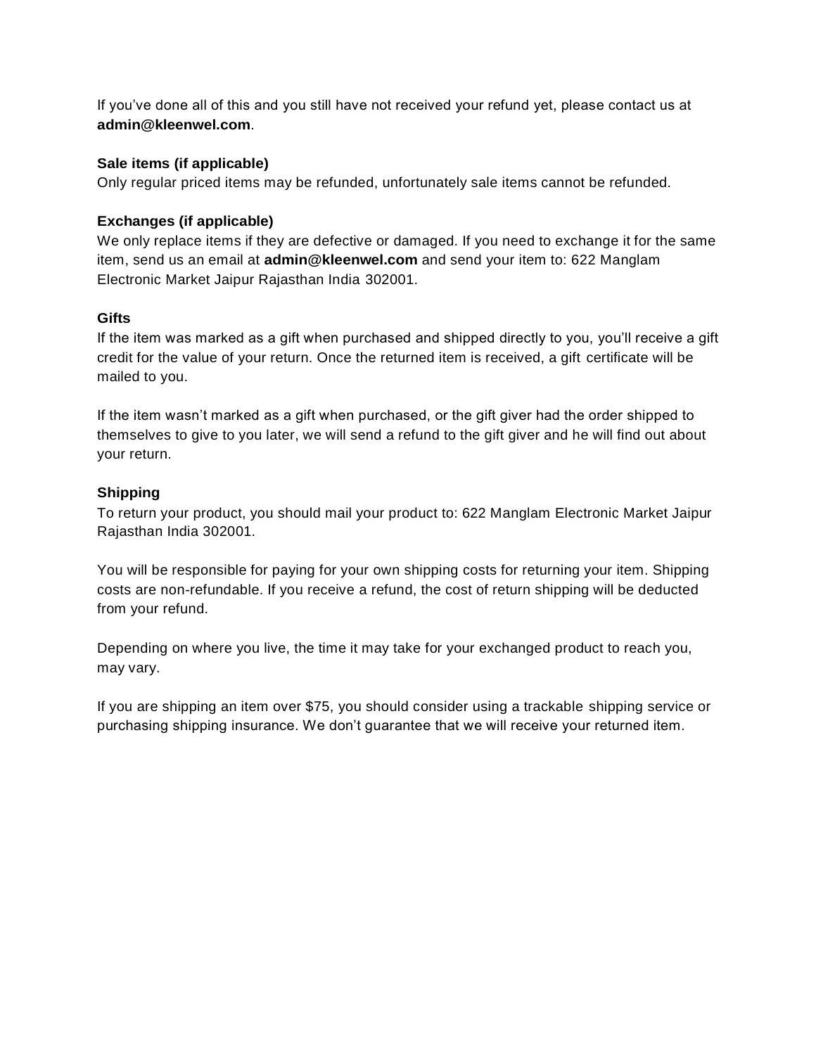If you've done all of this and you still have not received your refund yet, please contact us at **admin@kleenwel.com**.

**Sale items (if applicable)**
Only regular priced items may be refunded, unfortunately sale items cannot be refunded.

**Exchanges (if applicable)**
We only replace items if they are defective or damaged. If you need to exchange it for the same item, send us an email at **admin@kleenwel.com** and send your item to: 622 Manglam Electronic Market Jaipur Rajasthan India 302001.

**Gifts**
If the item was marked as a gift when purchased and shipped directly to you, you'll receive a gift credit for the value of your return. Once the returned item is received, a gift certificate will be mailed to you.

If the item wasn't marked as a gift when purchased, or the gift giver had the order shipped to themselves to give to you later, we will send a refund to the gift giver and he will find out about your return.

**Shipping**
To return your product, you should mail your product to: 622 Manglam Electronic Market Jaipur Rajasthan India 302001.

You will be responsible for paying for your own shipping costs for returning your item. Shipping costs are non-refundable. If you receive a refund, the cost of return shipping will be deducted from your refund.

Depending on where you live, the time it may take for your exchanged product to reach you, may vary.

If you are shipping an item over $75, you should consider using a trackable shipping service or purchasing shipping insurance. We don't guarantee that we will receive your returned item.